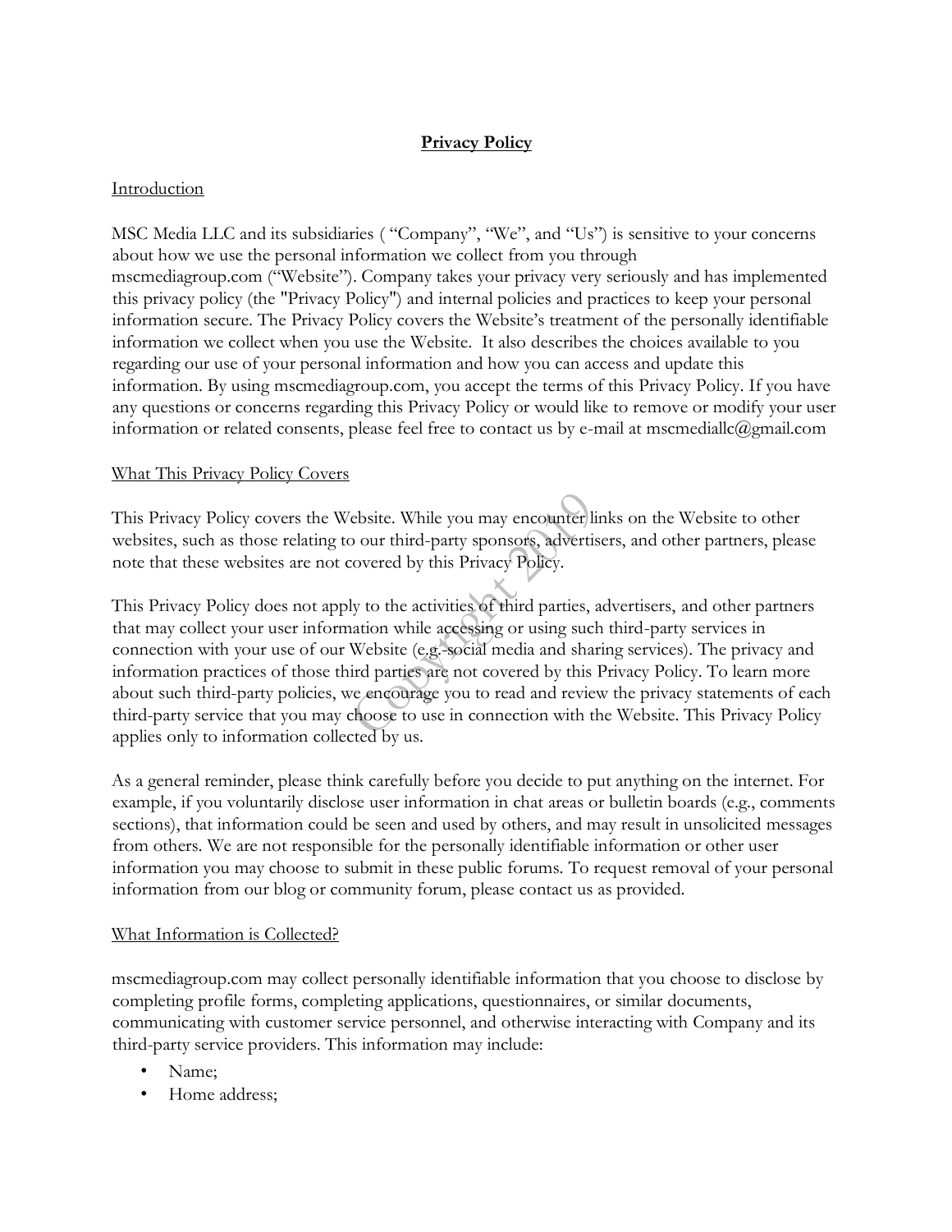# Privacy Policy

## Introduction

MSC Media LLC and its subsidiaries ( "Company", "We", and "Us") is sensitive to your concerns about how we use the personal information we collect from you through mscmediagroup.com ("Website"). Company takes your privacy very seriously and has implemented this privacy policy (the "Privacy Policy") and internal policies and practices to keep your personal information secure. The Privacy Policy covers the Website's treatment of the personally identifiable information we collect when you use the Website. It also describes the choices available to you regarding our use of your personal information and how you can access and update this information. By using mscmediagroup.com, you accept the terms of this Privacy Policy. If you have any questions or concerns regarding this Privacy Policy or would like to remove or modify your user information or related consents, please feel free to contact us by e-mail at mscmediallc@gmail.com

## What This Privacy Policy Covers

This Privacy Policy covers the Website. While you may encounter links on the Website to other websites, such as those relating to our third-party sponsors, advertisers, and other partners, please note that these websites are not covered by this Privacy Policy.

This Privacy Policy does not apply to the activities of third parties, advertisers, and other partners that may collect your user information while accessing or using such third-party services in connection with your use of our Website (e.g.-social media and sharing services). The privacy and information practices of those third parties are not covered by this Privacy Policy. To learn more about such third-party policies, we encourage you to read and review the privacy statements of each third-party service that you may choose to use in connection with the Website. This Privacy Policy applies only to information collected by us.

As a general reminder, please think carefully before you decide to put anything on the internet. For example, if you voluntarily disclose user information in chat areas or bulletin boards (e.g., comments sections), that information could be seen and used by others, and may result in unsolicited messages from others. We are not responsible for the personally identifiable information or other user information you may choose to submit in these public forums. To request removal of your personal information from our blog or community forum, please contact us as provided.

## What Information is Collected?

mscmediagroup.com may collect personally identifiable information that you choose to disclose by completing profile forms, completing applications, questionnaires, or similar documents, communicating with customer service personnel, and otherwise interacting with Company and its third-party service providers. This information may include:

- Name;
- Home address;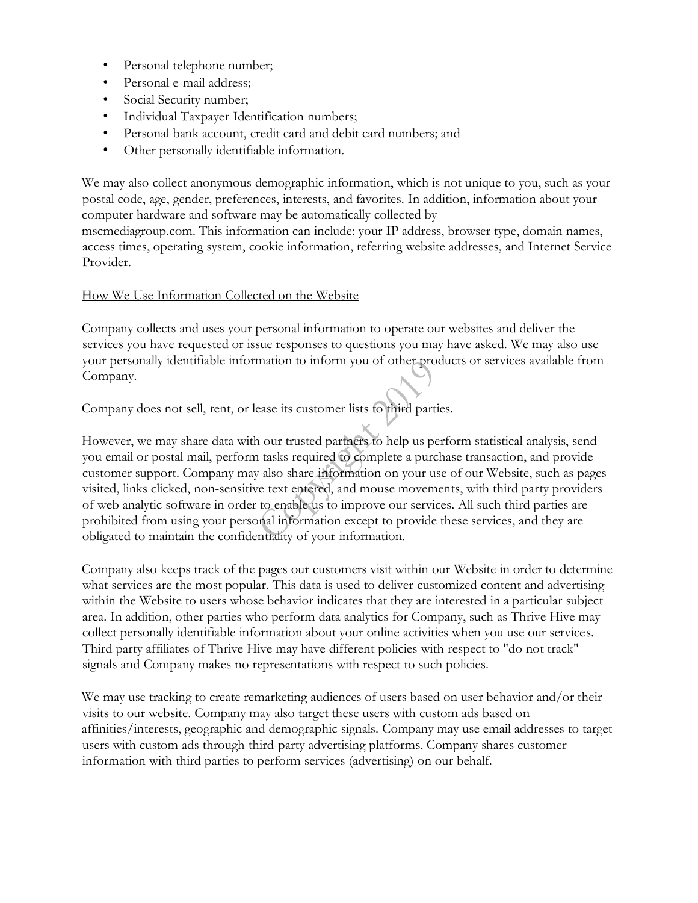- Personal telephone number;
- Personal e-mail address;
- Social Security number;
- Individual Taxpayer Identification numbers;
- Personal bank account, credit card and debit card numbers; and
- Other personally identifiable information.

We may also collect anonymous demographic information, which is not unique to you, such as your postal code, age, gender, preferences, interests, and favorites. In addition, information about your computer hardware and software may be automatically collected by mscmediagroup.com. This information can include: your IP address, browser type, domain names, access times, operating system, cookie information, referring website addresses, and Internet Service Provider.

How We Use Information Collected on the Website

Company collects and uses your personal information to operate our websites and deliver the services you have requested or issue responses to questions you may have asked. We may also use your personally identifiable information to inform you of other products or services available from Company.

Company does not sell, rent, or lease its customer lists to third parties.

However, we may share data with our trusted partners to help us perform statistical analysis, send you email or postal mail, perform tasks required to complete a purchase transaction, and provide customer support. Company may also share information on your use of our Website, such as pages visited, links clicked, non-sensitive text entered, and mouse movements, with third party providers of web analytic software in order to enable us to improve our services. All such third parties are prohibited from using your personal information except to provide these services, and they are obligated to maintain the confidentiality of your information.

Company also keeps track of the pages our customers visit within our Website in order to determine what services are the most popular. This data is used to deliver customized content and advertising within the Website to users whose behavior indicates that they are interested in a particular subject area. In addition, other parties who perform data analytics for Company, such as Thrive Hive may collect personally identifiable information about your online activities when you use our services. Third party affiliates of Thrive Hive may have different policies with respect to "do not track" signals and Company makes no representations with respect to such policies.

We may use tracking to create remarketing audiences of users based on user behavior and/or their visits to our website. Company may also target these users with custom ads based on affinities/interests, geographic and demographic signals. Company may use email addresses to target users with custom ads through third-party advertising platforms. Company shares customer information with third parties to perform services (advertising) on our behalf.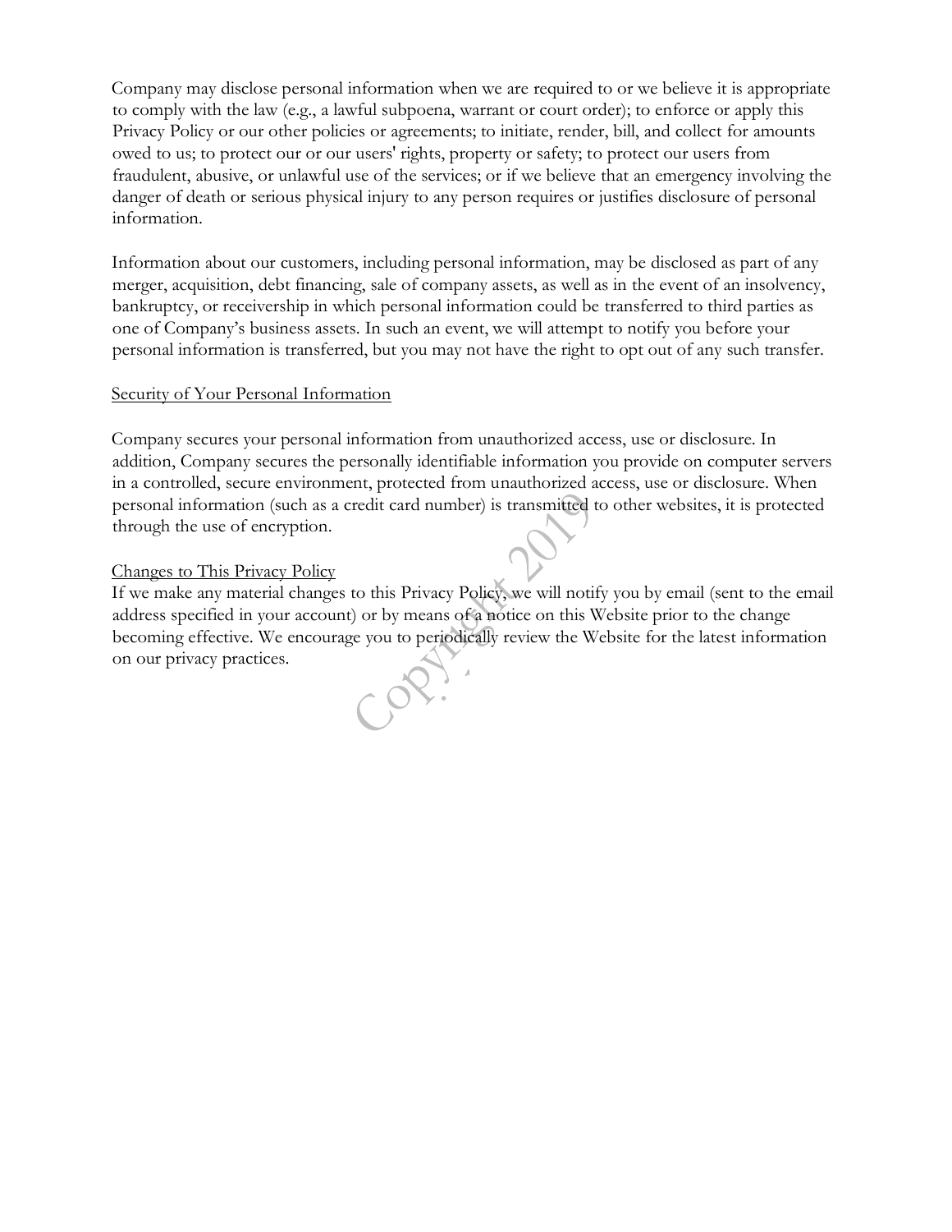Company may disclose personal information when we are required to or we believe it is appropriate to comply with the law (e.g., a lawful subpoena, warrant or court order); to enforce or apply this Privacy Policy or our other policies or agreements; to initiate, render, bill, and collect for amounts owed to us; to protect our or our users' rights, property or safety; to protect our users from fraudulent, abusive, or unlawful use of the services; or if we believe that an emergency involving the danger of death or serious physical injury to any person requires or justifies disclosure of personal information.

Information about our customers, including personal information, may be disclosed as part of any merger, acquisition, debt financing, sale of company assets, as well as in the event of an insolvency, bankruptcy, or receivership in which personal information could be transferred to third parties as one of Company's business assets. In such an event, we will attempt to notify you before your personal information is transferred, but you may not have the right to opt out of any such transfer.

## Security of Your Personal Information

Company secures your personal information from unauthorized access, use or disclosure. In addition, Company secures the personally identifiable information you provide on computer servers in a controlled, secure environment, protected from unauthorized access, use or disclosure. When personal information (such as a credit card number) is transmitted to other websites, it is protected through the use of encryption.

## Changes to This Privacy Policy

If we make any material changes to this Privacy Policy, we will notify you by email (sent to the email address specified in your account) or by means of a notice on this Website prior to the change becoming effective. We encourage you to periodically review the Website for the latest information on our privacy practices.